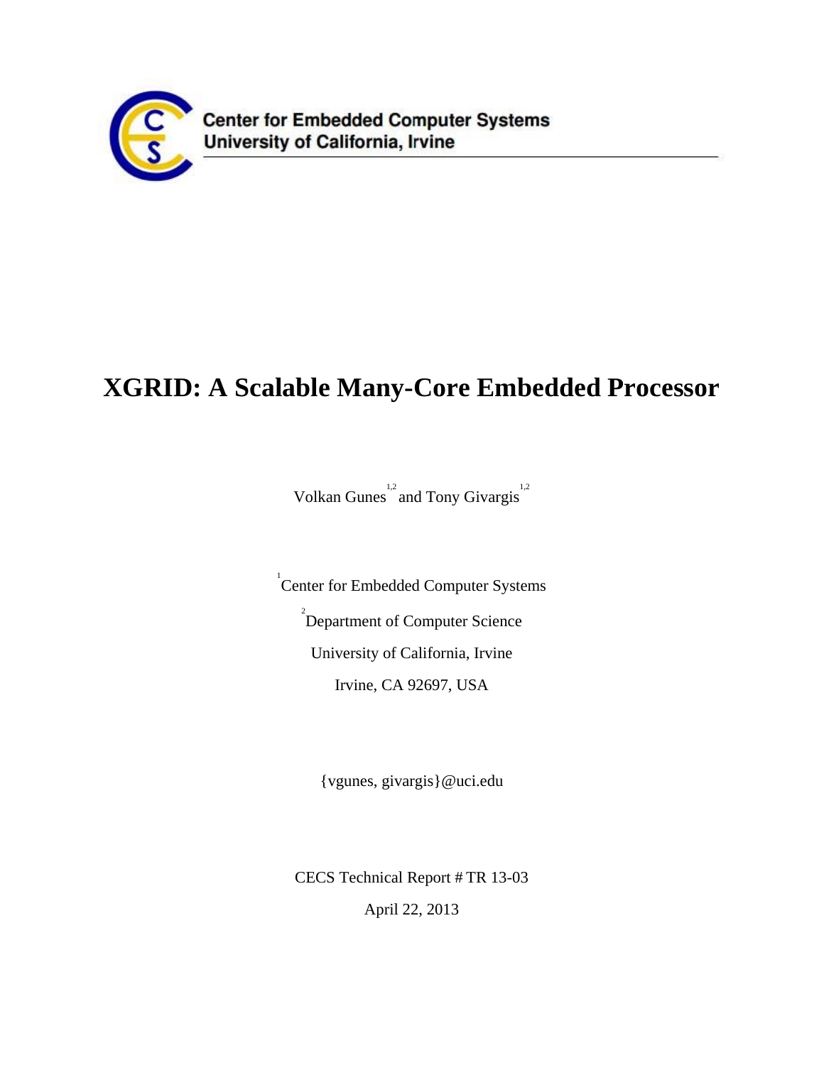Center for Embedded Computer Systems
University of California, Irvine

# XGRID: A Scalable Many-Core Embedded Processor

Volkan Gunes[1,2] and Tony Givargis[1,2]

[1]Center for Embedded Computer Systems

[2]Department of Computer Science

University of California, Irvine

Irvine, CA 92697, USA

{vgunes, givargis}@uci.edu

CECS Technical Report # TR 13-03

April 22, 2013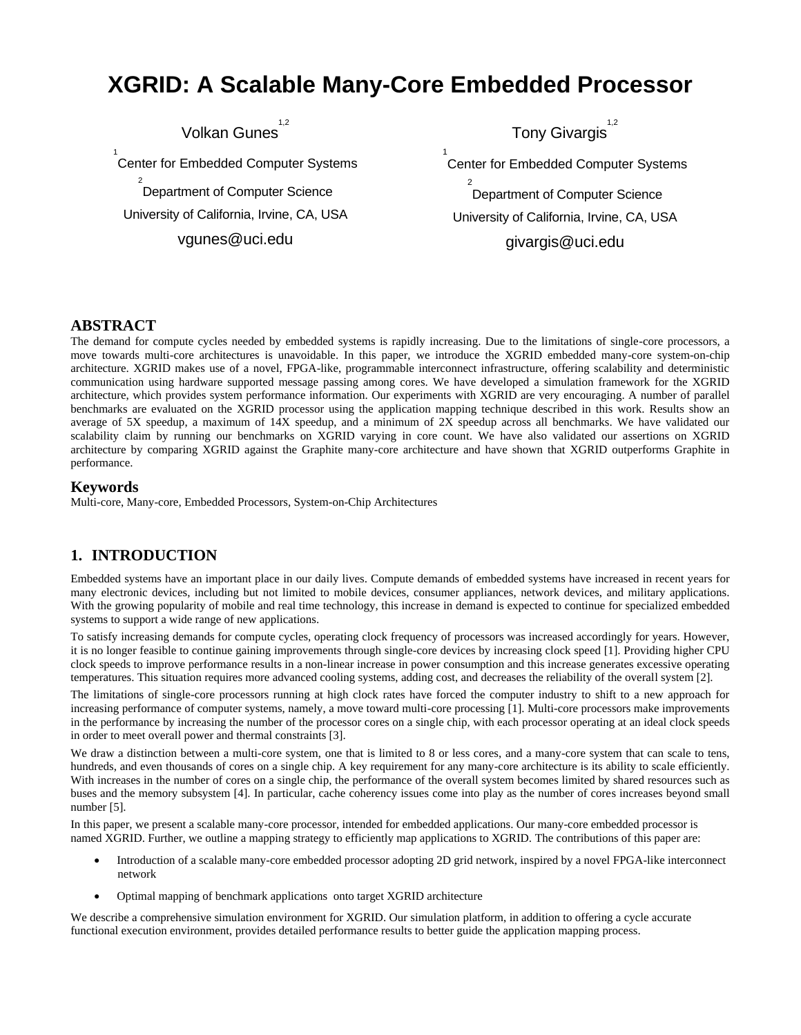# XGRID: A Scalable Many-Core Embedded Processor

Volkan Gunes[1,2]

[1] Center for Embedded Computer Systems

[2] Department of Computer Science

University of California, Irvine, CA, USA

vgunes@uci.edu

Tony Givargis[1,2]

[1] Center for Embedded Computer Systems

[2] Department of Computer Science

University of California, Irvine, CA, USA

givargis@uci.edu

## ABSTRACT

The demand for compute cycles needed by embedded systems is rapidly increasing. Due to the limitations of single-core processors, a move towards multi-core architectures is unavoidable. In this paper, we introduce the XGRID embedded many-core system-on-chip architecture. XGRID makes use of a novel, FPGA-like, programmable interconnect infrastructure, offering scalability and deterministic communication using hardware supported message passing among cores. We have developed a simulation framework for the XGRID architecture, which provides system performance information. Our experiments with XGRID are very encouraging. A number of parallel benchmarks are evaluated on the XGRID processor using the application mapping technique described in this work. Results show an average of 5X speedup, a maximum of 14X speedup, and a minimum of 2X speedup across all benchmarks. We have validated our scalability claim by running our benchmarks on XGRID varying in core count. We have also validated our assertions on XGRID architecture by comparing XGRID against the Graphite many-core architecture and have shown that XGRID outperforms Graphite in performance.

## Keywords

Multi-core, Many-core, Embedded Processors, System-on-Chip Architectures

## 1. INTRODUCTION

Embedded systems have an important place in our daily lives. Compute demands of embedded systems have increased in recent years for many electronic devices, including but not limited to mobile devices, consumer appliances, network devices, and military applications. With the growing popularity of mobile and real time technology, this increase in demand is expected to continue for specialized embedded systems to support a wide range of new applications.

To satisfy increasing demands for compute cycles, operating clock frequency of processors was increased accordingly for years. However, it is no longer feasible to continue gaining improvements through single-core devices by increasing clock speed [1]. Providing higher CPU clock speeds to improve performance results in a non-linear increase in power consumption and this increase generates excessive operating temperatures. This situation requires more advanced cooling systems, adding cost, and decreases the reliability of the overall system [2].

The limitations of single-core processors running at high clock rates have forced the computer industry to shift to a new approach for increasing performance of computer systems, namely, a move toward multi-core processing [1]. Multi-core processors make improvements in the performance by increasing the number of the processor cores on a single chip, with each processor operating at an ideal clock speeds in order to meet overall power and thermal constraints [3].

We draw a distinction between a multi-core system, one that is limited to 8 or less cores, and a many-core system that can scale to tens, hundreds, and even thousands of cores on a single chip. A key requirement for any many-core architecture is its ability to scale efficiently. With increases in the number of cores on a single chip, the performance of the overall system becomes limited by shared resources such as buses and the memory subsystem [4]. In particular, cache coherency issues come into play as the number of cores increases beyond small number [5].

In this paper, we present a scalable many-core processor, intended for embedded applications. Our many-core embedded processor is named XGRID. Further, we outline a mapping strategy to efficiently map applications to XGRID. The contributions of this paper are:

- Introduction of a scalable many-core embedded processor adopting 2D grid network, inspired by a novel FPGA-like interconnect network
- Optimal mapping of benchmark applications onto target XGRID architecture

We describe a comprehensive simulation environment for XGRID. Our simulation platform, in addition to offering a cycle accurate functional execution environment, provides detailed performance results to better guide the application mapping process.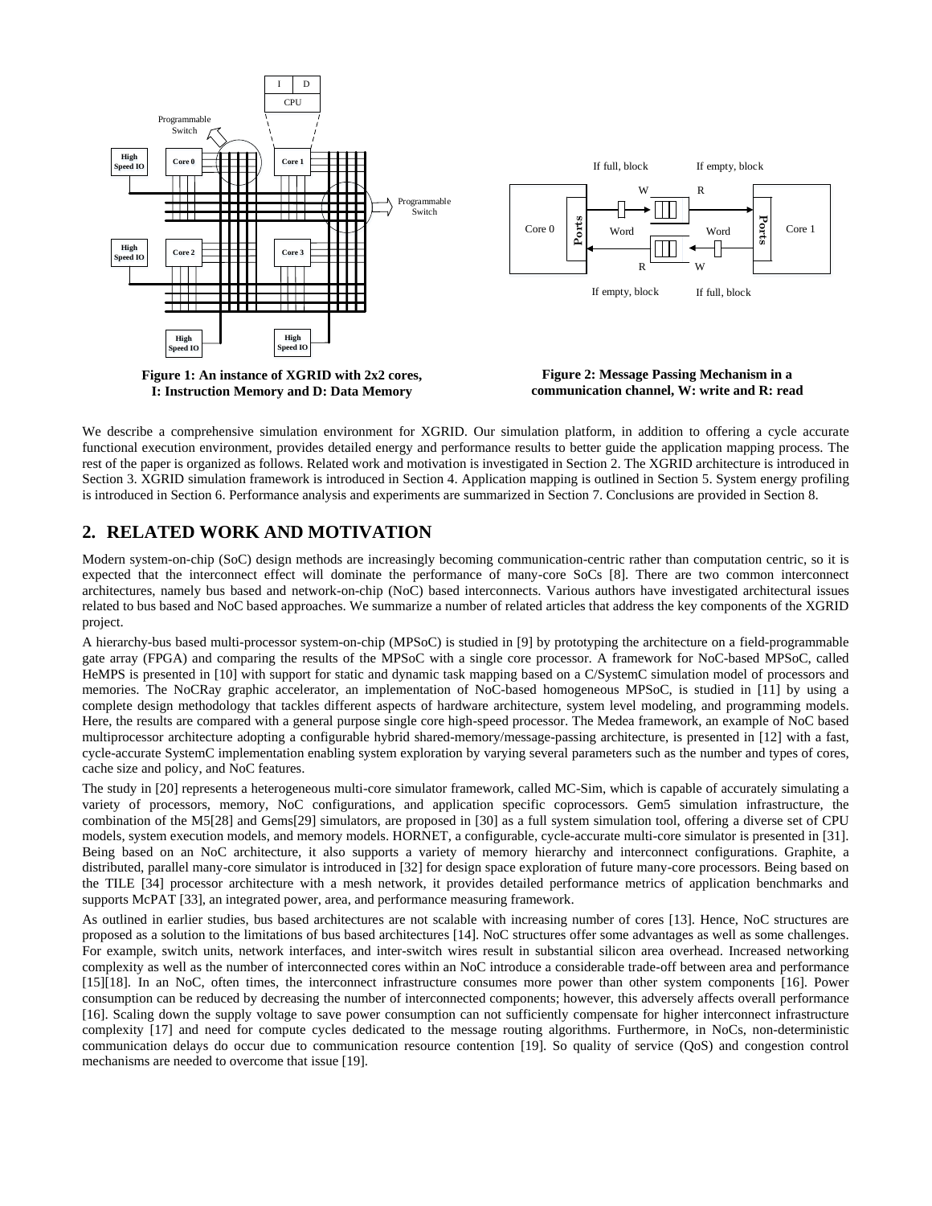**Figure 1: An instance of XGRID with 2x2 cores, I: Instruction Memory and D: Data Memory**

**Figure 2: Message Passing Mechanism in a communication channel, W: write and R: read**

We describe a comprehensive simulation environment for XGRID. Our simulation platform, in addition to offering a cycle accurate functional execution environment, provides detailed energy and performance results to better guide the application mapping process. The rest of the paper is organized as follows. Related work and motivation is investigated in Section 2. The XGRID architecture is introduced in Section 3. XGRID simulation framework is introduced in Section 4. Application mapping is outlined in Section 5. System energy profiling is introduced in Section 6. Performance analysis and experiments are summarized in Section 7. Conclusions are provided in Section 8.

## 2. RELATED WORK AND MOTIVATION

Modern system-on-chip (SoC) design methods are increasingly becoming communication-centric rather than computation centric, so it is expected that the interconnect effect will dominate the performance of many-core SoCs [8]. There are two common interconnect architectures, namely bus based and network-on-chip (NoC) based interconnects. Various authors have investigated architectural issues related to bus based and NoC based approaches. We summarize a number of related articles that address the key components of the XGRID project.

A hierarchy-bus based multi-processor system-on-chip (MPSoC) is studied in [9] by prototyping the architecture on a field-programmable gate array (FPGA) and comparing the results of the MPSoC with a single core processor. A framework for NoC-based MPSoC, called HeMPS is presented in [10] with support for static and dynamic task mapping based on a C/SystemC simulation model of processors and memories. The NoCRay graphic accelerator, an implementation of NoC-based homogeneous MPSoC, is studied in [11] by using a complete design methodology that tackles different aspects of hardware architecture, system level modeling, and programming models. Here, the results are compared with a general purpose single core high-speed processor. The Medea framework, an example of NoC based multiprocessor architecture adopting a configurable hybrid shared-memory/message-passing architecture, is presented in [12] with a fast, cycle-accurate SystemC implementation enabling system exploration by varying several parameters such as the number and types of cores, cache size and policy, and NoC features.

The study in [20] represents a heterogeneous multi-core simulator framework, called MC-Sim, which is capable of accurately simulating a variety of processors, memory, NoC configurations, and application specific coprocessors. Gem5 simulation infrastructure, the combination of the M5[28] and Gems[29] simulators, are proposed in [30] as a full system simulation tool, offering a diverse set of CPU models, system execution models, and memory models. HORNET, a configurable, cycle-accurate multi-core simulator is presented in [31]. Being based on an NoC architecture, it also supports a variety of memory hierarchy and interconnect configurations. Graphite, a distributed, parallel many-core simulator is introduced in [32] for design space exploration of future many-core processors. Being based on the TILE [34] processor architecture with a mesh network, it provides detailed performance metrics of application benchmarks and supports McPAT [33], an integrated power, area, and performance measuring framework.

As outlined in earlier studies, bus based architectures are not scalable with increasing number of cores [13]. Hence, NoC structures are proposed as a solution to the limitations of bus based architectures [14]. NoC structures offer some advantages as well as some challenges. For example, switch units, network interfaces, and inter-switch wires result in substantial silicon area overhead. Increased networking complexity as well as the number of interconnected cores within an NoC introduce a considerable trade-off between area and performance [15][18]. In an NoC, often times, the interconnect infrastructure consumes more power than other system components [16]. Power consumption can be reduced by decreasing the number of interconnected components; however, this adversely affects overall performance [16]. Scaling down the supply voltage to save power consumption can not sufficiently compensate for higher interconnect infrastructure complexity [17] and need for compute cycles dedicated to the message routing algorithms. Furthermore, in NoCs, non-deterministic communication delays do occur due to communication resource contention [19]. So quality of service (QoS) and congestion control mechanisms are needed to overcome that issue [19].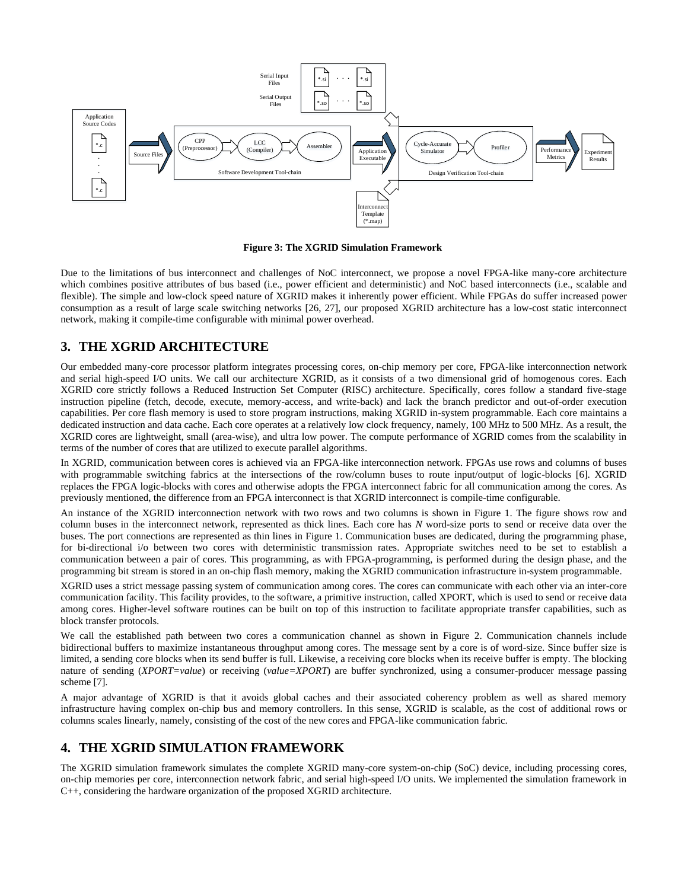**Figure 3: The XGRID Simulation Framework**

Due to the limitations of bus interconnect and challenges of NoC interconnect, we propose a novel FPGA-like many-core architecture which combines positive attributes of bus based (i.e., power efficient and deterministic) and NoC based interconnects (i.e., scalable and flexible). The simple and low-clock speed nature of XGRID makes it inherently power efficient. While FPGAs do suffer increased power consumption as a result of large scale switching networks [26, 27], our proposed XGRID architecture has a low-cost static interconnect network, making it compile-time configurable with minimal power overhead.

## 3. THE XGRID ARCHITECTURE

Our embedded many-core processor platform integrates processing cores, on-chip memory per core, FPGA-like interconnection network and serial high-speed I/O units. We call our architecture XGRID, as it consists of a two dimensional grid of homogenous cores. Each XGRID core strictly follows a Reduced Instruction Set Computer (RISC) architecture. Specifically, cores follow a standard five-stage instruction pipeline (fetch, decode, execute, memory-access, and write-back) and lack the branch predictor and out-of-order execution capabilities. Per core flash memory is used to store program instructions, making XGRID in-system programmable. Each core maintains a dedicated instruction and data cache. Each core operates at a relatively low clock frequency, namely, 100 MHz to 500 MHz. As a result, the XGRID cores are lightweight, small (area-wise), and ultra low power. The compute performance of XGRID comes from the scalability in terms of the number of cores that are utilized to execute parallel algorithms.

In XGRID, communication between cores is achieved via an FPGA-like interconnection network. FPGAs use rows and columns of buses with programmable switching fabrics at the intersections of the row/column buses to route input/output of logic-blocks [6]. XGRID replaces the FPGA logic-blocks with cores and otherwise adopts the FPGA interconnect fabric for all communication among the cores. As previously mentioned, the difference from an FPGA interconnect is that XGRID interconnect is compile-time configurable.

An instance of the XGRID interconnection network with two rows and two columns is shown in Figure 1. The figure shows row and column buses in the interconnect network, represented as thick lines. Each core has *N* word-size ports to send or receive data over the buses. The port connections are represented as thin lines in Figure 1. Communication buses are dedicated, during the programming phase, for bi-directional i/o between two cores with deterministic transmission rates. Appropriate switches need to be set to establish a communication between a pair of cores. This programming, as with FPGA-programming, is performed during the design phase, and the programming bit stream is stored in an on-chip flash memory, making the XGRID communication infrastructure in-system programmable.

XGRID uses a strict message passing system of communication among cores. The cores can communicate with each other via an inter-core communication facility. This facility provides, to the software, a primitive instruction, called XPORT, which is used to send or receive data among cores. Higher-level software routines can be built on top of this instruction to facilitate appropriate transfer capabilities, such as block transfer protocols.

We call the established path between two cores a communication channel as shown in Figure 2. Communication channels include bidirectional buffers to maximize instantaneous throughput among cores. The message sent by a core is of word-size. Since buffer size is limited, a sending core blocks when its send buffer is full. Likewise, a receiving core blocks when its receive buffer is empty. The blocking nature of sending (*XPORT=value*) or receiving (*value=XPORT*) are buffer synchronized, using a consumer-producer message passing scheme [7].

A major advantage of XGRID is that it avoids global caches and their associated coherency problem as well as shared memory infrastructure having complex on-chip bus and memory controllers. In this sense, XGRID is scalable, as the cost of additional rows or columns scales linearly, namely, consisting of the cost of the new cores and FPGA-like communication fabric.

## 4. THE XGRID SIMULATION FRAMEWORK

The XGRID simulation framework simulates the complete XGRID many-core system-on-chip (SoC) device, including processing cores, on-chip memories per core, interconnection network fabric, and serial high-speed I/O units. We implemented the simulation framework in C++, considering the hardware organization of the proposed XGRID architecture.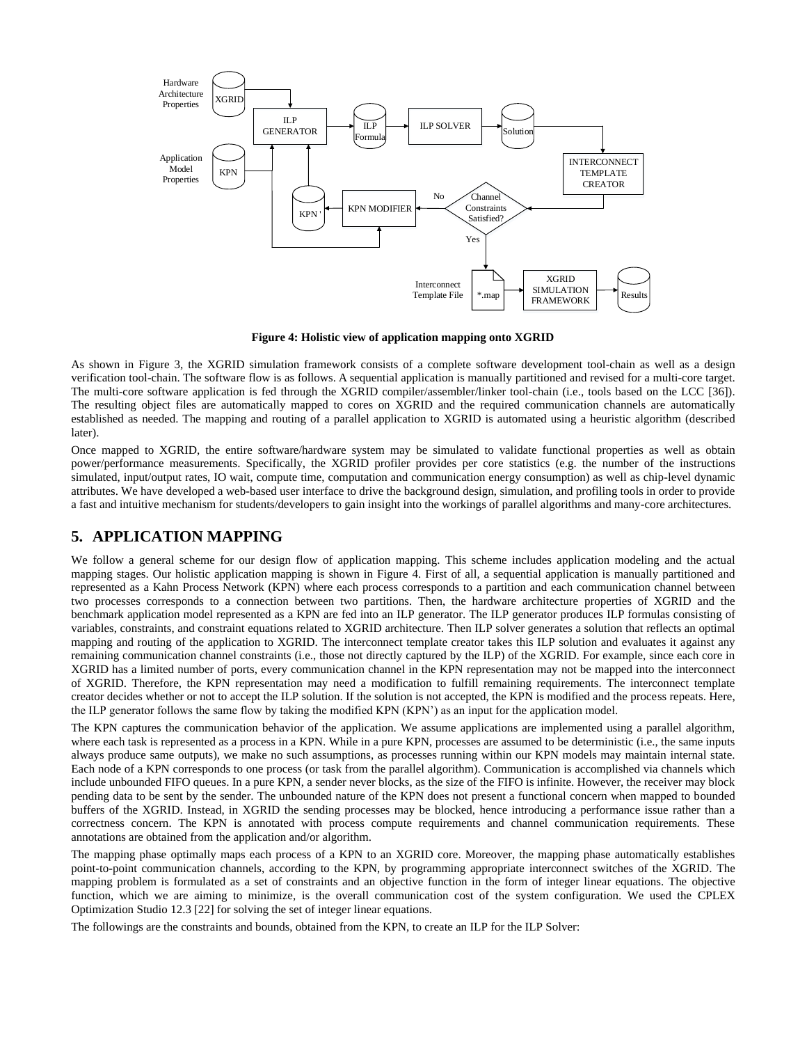**Figure 4: Holistic view of application mapping onto XGRID**

As shown in Figure 3, the XGRID simulation framework consists of a complete software development tool-chain as well as a design verification tool-chain. The software flow is as follows. A sequential application is manually partitioned and revised for a multi-core target. The multi-core software application is fed through the XGRID compiler/assembler/linker tool-chain (i.e., tools based on the LCC [36]). The resulting object files are automatically mapped to cores on XGRID and the required communication channels are automatically established as needed. The mapping and routing of a parallel application to XGRID is automated using a heuristic algorithm (described later).

Once mapped to XGRID, the entire software/hardware system may be simulated to validate functional properties as well as obtain power/performance measurements. Specifically, the XGRID profiler provides per core statistics (e.g. the number of the instructions simulated, input/output rates, IO wait, compute time, computation and communication energy consumption) as well as chip-level dynamic attributes. We have developed a web-based user interface to drive the background design, simulation, and profiling tools in order to provide a fast and intuitive mechanism for students/developers to gain insight into the workings of parallel algorithms and many-core architectures.

## 5. APPLICATION MAPPING

We follow a general scheme for our design flow of application mapping. This scheme includes application modeling and the actual mapping stages. Our holistic application mapping is shown in Figure 4. First of all, a sequential application is manually partitioned and represented as a Kahn Process Network (KPN) where each process corresponds to a partition and each communication channel between two processes corresponds to a connection between two partitions. Then, the hardware architecture properties of XGRID and the benchmark application model represented as a KPN are fed into an ILP generator. The ILP generator produces ILP formulas consisting of variables, constraints, and constraint equations related to XGRID architecture. Then ILP solver generates a solution that reflects an optimal mapping and routing of the application to XGRID. The interconnect template creator takes this ILP solution and evaluates it against any remaining communication channel constraints (i.e., those not directly captured by the ILP) of the XGRID. For example, since each core in XGRID has a limited number of ports, every communication channel in the KPN representation may not be mapped into the interconnect of XGRID. Therefore, the KPN representation may need a modification to fulfill remaining requirements. The interconnect template creator decides whether or not to accept the ILP solution. If the solution is not accepted, the KPN is modified and the process repeats. Here, the ILP generator follows the same flow by taking the modified KPN (KPN') as an input for the application model.

The KPN captures the communication behavior of the application. We assume applications are implemented using a parallel algorithm, where each task is represented as a process in a KPN. While in a pure KPN, processes are assumed to be deterministic (i.e., the same inputs always produce same outputs), we make no such assumptions, as processes running within our KPN models may maintain internal state. Each node of a KPN corresponds to one process (or task from the parallel algorithm). Communication is accomplished via channels which include unbounded FIFO queues. In a pure KPN, a sender never blocks, as the size of the FIFO is infinite. However, the receiver may block pending data to be sent by the sender. The unbounded nature of the KPN does not present a functional concern when mapped to bounded buffers of the XGRID. Instead, in XGRID the sending processes may be blocked, hence introducing a performance issue rather than a correctness concern. The KPN is annotated with process compute requirements and channel communication requirements. These annotations are obtained from the application and/or algorithm.

The mapping phase optimally maps each process of a KPN to an XGRID core. Moreover, the mapping phase automatically establishes point-to-point communication channels, according to the KPN, by programming appropriate interconnect switches of the XGRID. The mapping problem is formulated as a set of constraints and an objective function in the form of integer linear equations. The objective function, which we are aiming to minimize, is the overall communication cost of the system configuration. We used the CPLEX Optimization Studio 12.3 [22] for solving the set of integer linear equations.

The followings are the constraints and bounds, obtained from the KPN, to create an ILP for the ILP Solver: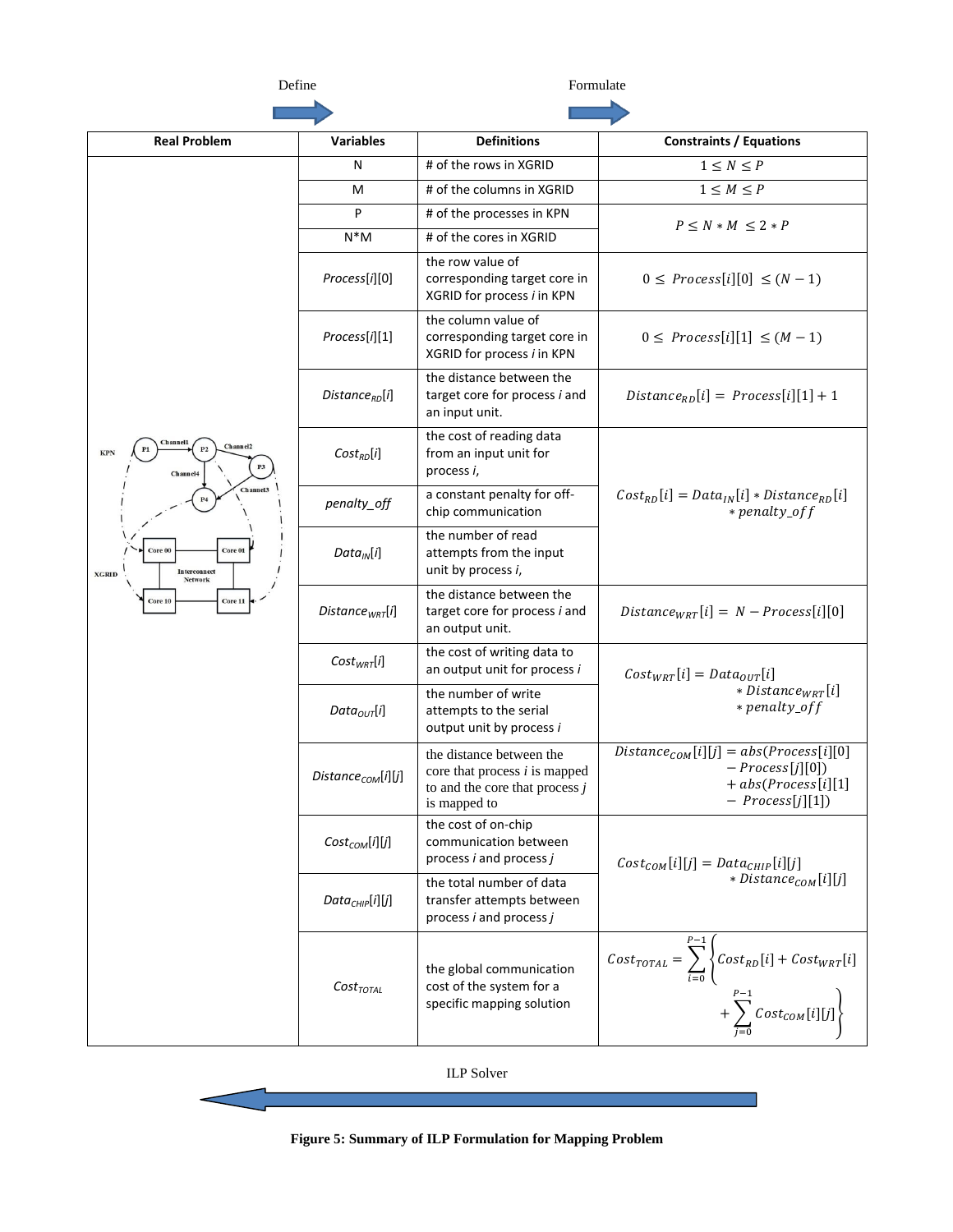Define → Formulate →

| Real Problem | Variables | Definitions | Constraints / Equations |
| --- | --- | --- | --- |
| | N | # of the rows in XGRID | $1 \leq N \leq P$ |
| | M | # of the columns in XGRID | $1 \leq M \leq P$ |
| | P | # of the processes in KPN | $P \leq N * M \leq 2 * P$ |
| | N*M | # of the cores in XGRID | |
| | $Process[i][0]$ | the row value of corresponding target core in XGRID for process *i* in KPN | $0 \leq Process[i][0] \leq (N-1)$ |
| | $Process[i][1]$ | the column value of corresponding target core in XGRID for process *i* in KPN | $0 \leq Process[i][1] \leq (M-1)$ |
| | $Distance_{RD}[i]$ | the distance between the target core for process *i* and an input unit. | $Distance_{RD}[i] = Process[i][1] + 1$ |
| | $Cost_{RD}[i]$ | the cost of reading data from an input unit for process *i*, | $Cost_{RD}[i] = Data_{IN}[i] * Distance_{RD}[i] * penalty\_off$ |
| | $penalty\_off$ | a constant penalty for off-chip communication | |
| | $Data_{IN}[i]$ | the number of read attempts from the input unit by process *i*, | |
| | $Distance_{WRT}[i]$ | the distance between the target core for process *i* and an output unit. | $Distance_{WRT}[i] = N - Process[i][0]$ |
| | $Cost_{WRT}[i]$ | the cost of writing data to an output unit for process *i* | $Cost_{WRT}[i] = Data_{OUT}[i] * Distance_{WRT}[i] * penalty\_off$ |
| | $Data_{OUT}[i]$ | the number of write attempts to the serial output unit by process *i* | |
| | $Distance_{COM}[i][j]$ | the distance between the core that process *i* is mapped to and the core that process *j* is mapped to | $Distance_{COM}[i][j] = abs(Process[i][0] - Process[j][0]) + abs(Process[i][1] - Process[j][1])$ |
| | $Cost_{COM}[i][j]$ | the cost of on-chip communication between process *i* and process *j* | $Cost_{COM}[i][j] = Data_{CHIP}[i][j] * Distance_{COM}[i][j]$ |
| | $Data_{CHIP}[i][j]$ | the total number of data transfer attempts between process *i* and process *j* | |
| | $Cost_{TOTAL}$ | the global communication cost of the system for a specific mapping solution | $Cost_{TOTAL} = \sum_{i=0}^{P-1} \left\{ Cost_{RD}[i] + Cost_{WRT}[i] + \sum_{j=0}^{P-1} Cost_{COM}[i][j] \right\}$ |

ILP Solver ←

**Figure 5: Summary of ILP Formulation for Mapping Problem**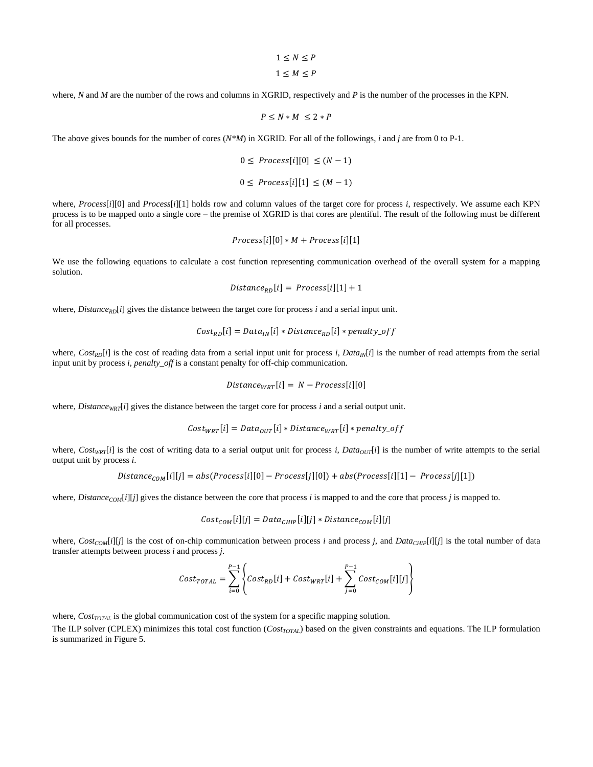$$1 \leq N \leq P$$

$$1 \leq M \leq P$$

where, $N$ and $M$ are the number of the rows and columns in XGRID, respectively and $P$ is the number of the processes in the KPN.

$$P \leq N * M \leq 2 * P$$

The above gives bounds for the number of cores ($N*M$) in XGRID. For all of the followings, $i$ and $j$ are from 0 to P-1.

$$0 \leq Process[i][0] \leq (N-1)$$

$$0 \leq Process[i][1] \leq (M-1)$$

where, *Process*[*i*][0] and *Process*[*i*][1] holds row and column values of the target core for process $i$, respectively. We assume each KPN process is to be mapped onto a single core – the premise of XGRID is that cores are plentiful. The result of the following must be different for all processes.

$$Process[i][0] * M + Process[i][1]$$

We use the following equations to calculate a cost function representing communication overhead of the overall system for a mapping solution.

$$Distance_{RD}[i] = Process[i][1] + 1$$

where, $Distance_{RD}[i]$ gives the distance between the target core for process $i$ and a serial input unit.

$$Cost_{RD}[i] = Data_{IN}[i] * Distance_{RD}[i] * penalty\_off$$

where, $Cost_{RD}[i]$ is the cost of reading data from a serial input unit for process $i$, $Data_{IN}[i]$ is the number of read attempts from the serial input unit by process $i$, *penalty_off* is a constant penalty for off-chip communication.

$$Distance_{WRT}[i] = N - Process[i][0]$$

where, $Distance_{WRT}[i]$ gives the distance between the target core for process $i$ and a serial output unit.

$$Cost_{WRT}[i] = Data_{OUT}[i] * Distance_{WRT}[i] * penalty\_off$$

where, $Cost_{WRT}[i]$ is the cost of writing data to a serial output unit for process $i$, $Data_{OUT}[i]$ is the number of write attempts to the serial output unit by process $i$.

$$Distance_{COM}[i][j] = abs(Process[i][0] - Process[j][0]) + abs(Process[i][1] - Process[j][1])$$

where, $Distance_{COM}[i][j]$ gives the distance between the core that process $i$ is mapped to and the core that process $j$ is mapped to.

$$Cost_{COM}[i][j] = Data_{CHIP}[i][j] * Distance_{COM}[i][j]$$

where, $Cost_{COM}[i][j]$ is the cost of on-chip communication between process $i$ and process $j$, and $Data_{CHIP}[i][j]$ is the total number of data transfer attempts between process $i$ and process $j$.

$$Cost_{TOTAL} = \sum_{i=0}^{P-1} \left\{ Cost_{RD}[i] + Cost_{WRT}[i] + \sum_{j=0}^{P-1} Cost_{COM}[i][j] \right\}$$

where, $Cost_{TOTAL}$ is the global communication cost of the system for a specific mapping solution.

The ILP solver (CPLEX) minimizes this total cost function ($Cost_{TOTAL}$) based on the given constraints and equations. The ILP formulation is summarized in Figure 5.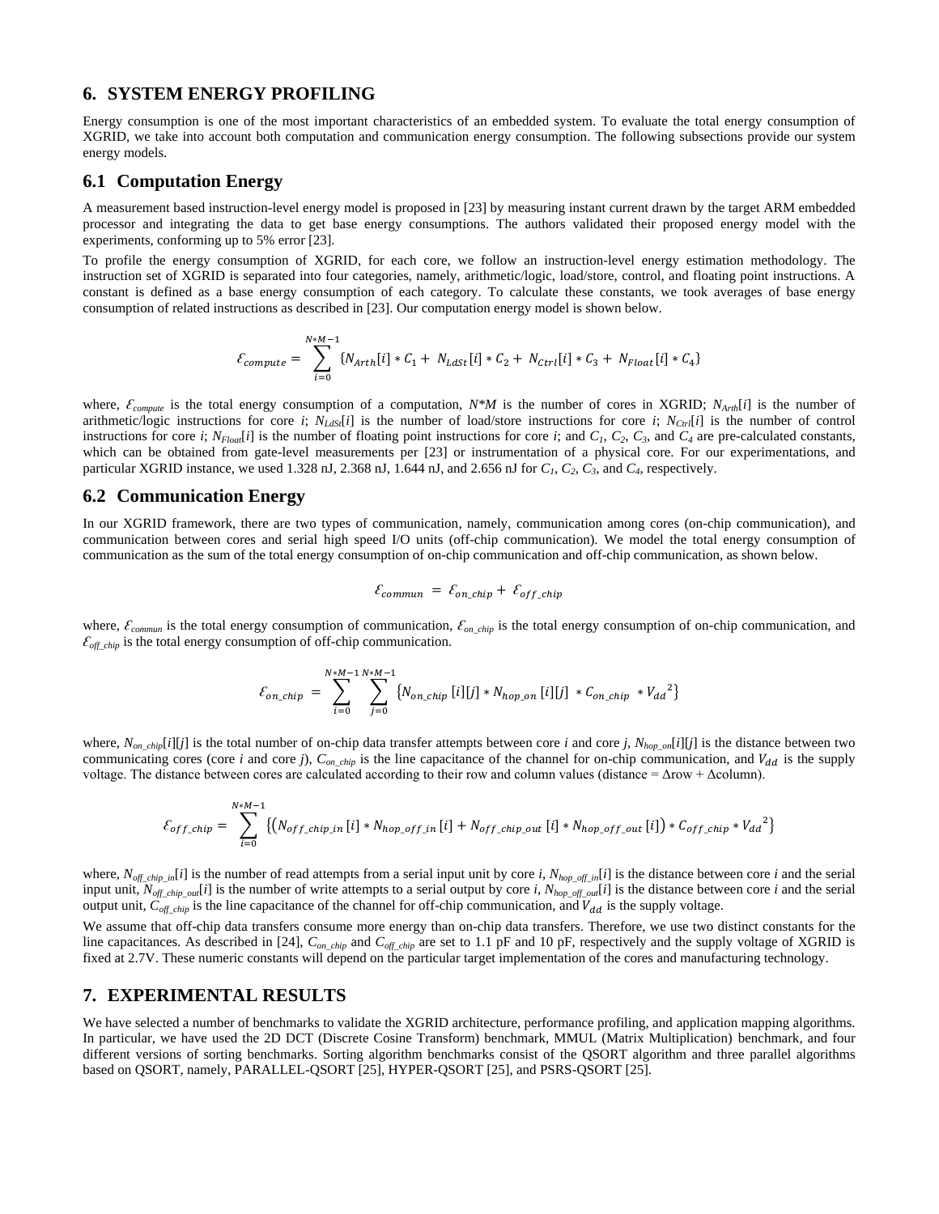## 6. SYSTEM ENERGY PROFILING

Energy consumption is one of the most important characteristics of an embedded system. To evaluate the total energy consumption of XGRID, we take into account both computation and communication energy consumption. The following subsections provide our system energy models.

### 6.1 Computation Energy

A measurement based instruction-level energy model is proposed in [23] by measuring instant current drawn by the target ARM embedded processor and integrating the data to get base energy consumptions. The authors validated their proposed energy model with the experiments, conforming up to 5% error [23].

To profile the energy consumption of XGRID, for each core, we follow an instruction-level energy estimation methodology. The instruction set of XGRID is separated into four categories, namely, arithmetic/logic, load/store, control, and floating point instructions. A constant is defined as a base energy consumption of each category. To calculate these constants, we took averages of base energy consumption of related instructions as described in [23]. Our computation energy model is shown below.

$$\mathcal{E}_{compute} = \sum_{i=0}^{N*M-1} \{N_{Arth}[i] * C_1 + N_{LdSt}[i] * C_2 + N_{Ctrl}[i] * C_3 + N_{Float}[i] * C_4\}$$

where, $\mathcal{E}_{compute}$ is the total energy consumption of a computation, $N*M$ is the number of cores in XGRID; $N_{Arth}[i]$ is the number of arithmetic/logic instructions for core $i$; $N_{LdSt}[i]$ is the number of load/store instructions for core $i$; $N_{Ctrl}[i]$ is the number of control instructions for core $i$; $N_{Float}[i]$ is the number of floating point instructions for core $i$; and $C_1$, $C_2$, $C_3$, and $C_4$ are pre-calculated constants, which can be obtained from gate-level measurements per [23] or instrumentation of a physical core. For our experimentations, and particular XGRID instance, we used 1.328 nJ, 2.368 nJ, 1.644 nJ, and 2.656 nJ for $C_1$, $C_2$, $C_3$, and $C_4$, respectively.

### 6.2 Communication Energy

In our XGRID framework, there are two types of communication, namely, communication among cores (on-chip communication), and communication between cores and serial high speed I/O units (off-chip communication). We model the total energy consumption of communication as the sum of the total energy consumption of on-chip communication and off-chip communication, as shown below.

$$\mathcal{E}_{commun} = \mathcal{E}_{on\_chip} + \mathcal{E}_{off\_chip}$$

where, $\mathcal{E}_{commun}$ is the total energy consumption of communication, $\mathcal{E}_{on\_chip}$ is the total energy consumption of on-chip communication, and $\mathcal{E}_{off\_chip}$ is the total energy consumption of off-chip communication.

$$\mathcal{E}_{on\_chip} = \sum_{i=0}^{N*M-1} \sum_{j=0}^{N*M-1} \{N_{on\_chip}[i][j] * N_{hop\_on}[i][j] * C_{on\_chip} * V_{dd}^2\}$$

where, $N_{on\_chip}[i][j]$ is the total number of on-chip data transfer attempts between core $i$ and core $j$, $N_{hop\_on}[i][j]$ is the distance between two communicating cores (core $i$ and core $j$), $C_{on\_chip}$ is the line capacitance of the channel for on-chip communication, and $V_{dd}$ is the supply voltage. The distance between cores are calculated according to their row and column values (distance = Δrow + Δcolumn).

$$\mathcal{E}_{off\_chip} = \sum_{i=0}^{N*M-1} \{(N_{off\_chip\_in}[i] * N_{hop\_off\_in}[i] + N_{off\_chip\_out}[i] * N_{hop\_off\_out}[i]) * C_{off\_chip} * V_{dd}^2\}$$

where, $N_{off\_chip\_in}[i]$ is the number of read attempts from a serial input unit by core $i$, $N_{hop\_off\_in}[i]$ is the distance between core $i$ and the serial input unit, $N_{off\_chip\_out}[i]$ is the number of write attempts to a serial output by core $i$, $N_{hop\_off\_out}[i]$ is the distance between core $i$ and the serial output unit, $C_{off\_chip}$ is the line capacitance of the channel for off-chip communication, and $V_{dd}$ is the supply voltage.

We assume that off-chip data transfers consume more energy than on-chip data transfers. Therefore, we use two distinct constants for the line capacitances. As described in [24], $C_{on\_chip}$ and $C_{off\_chip}$ are set to 1.1 pF and 10 pF, respectively and the supply voltage of XGRID is fixed at 2.7V. These numeric constants will depend on the particular target implementation of the cores and manufacturing technology.

## 7. EXPERIMENTAL RESULTS

We have selected a number of benchmarks to validate the XGRID architecture, performance profiling, and application mapping algorithms. In particular, we have used the 2D DCT (Discrete Cosine Transform) benchmark, MMUL (Matrix Multiplication) benchmark, and four different versions of sorting benchmarks. Sorting algorithm benchmarks consist of the QSORT algorithm and three parallel algorithms based on QSORT, namely, PARALLEL-QSORT [25], HYPER-QSORT [25], and PSRS-QSORT [25].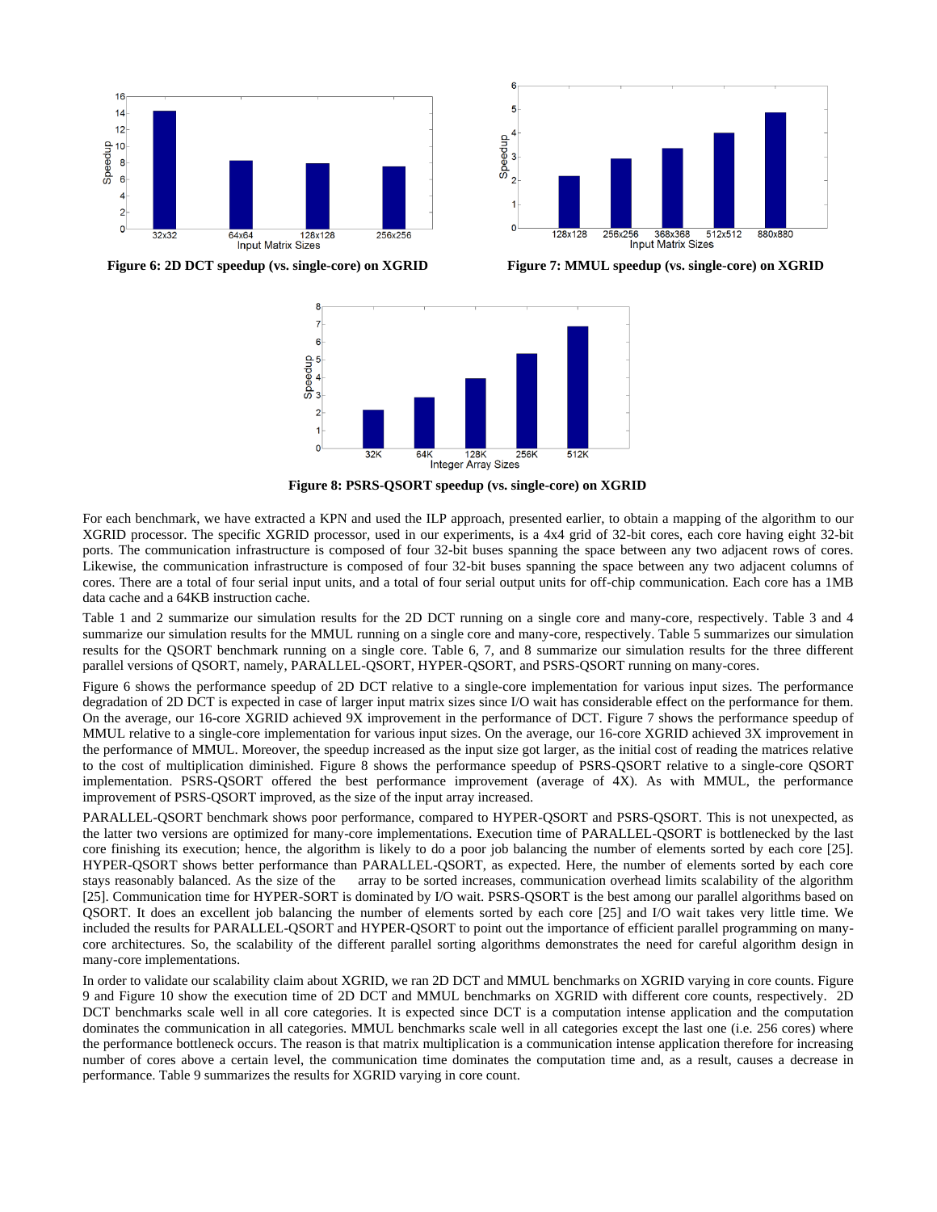**Figure 6: 2D DCT speedup (vs. single-core) on XGRID**

**Figure 7: MMUL speedup (vs. single-core) on XGRID**

**Figure 8: PSRS-QSORT speedup (vs. single-core) on XGRID**

For each benchmark, we have extracted a KPN and used the ILP approach, presented earlier, to obtain a mapping of the algorithm to our XGRID processor. The specific XGRID processor, used in our experiments, is a 4x4 grid of 32-bit cores, each core having eight 32-bit ports. The communication infrastructure is composed of four 32-bit buses spanning the space between any two adjacent rows of cores. Likewise, the communication infrastructure is composed of four 32-bit buses spanning the space between any two adjacent columns of cores. There are a total of four serial input units, and a total of four serial output units for off-chip communication. Each core has a 1MB data cache and a 64KB instruction cache.

Table 1 and 2 summarize our simulation results for the 2D DCT running on a single core and many-core, respectively. Table 3 and 4 summarize our simulation results for the MMUL running on a single core and many-core, respectively. Table 5 summarizes our simulation results for the QSORT benchmark running on a single core. Table 6, 7, and 8 summarize our simulation results for the three different parallel versions of QSORT, namely, PARALLEL-QSORT, HYPER-QSORT, and PSRS-QSORT running on many-cores.

Figure 6 shows the performance speedup of 2D DCT relative to a single-core implementation for various input sizes. The performance degradation of 2D DCT is expected in case of larger input matrix sizes since I/O wait has considerable effect on the performance for them. On the average, our 16-core XGRID achieved 9X improvement in the performance of DCT. Figure 7 shows the performance speedup of MMUL relative to a single-core implementation for various input sizes. On the average, our 16-core XGRID achieved 3X improvement in the performance of MMUL. Moreover, the speedup increased as the input size got larger, as the initial cost of reading the matrices relative to the cost of multiplication diminished. Figure 8 shows the performance speedup of PSRS-QSORT relative to a single-core QSORT implementation. PSRS-QSORT offered the best performance improvement (average of 4X). As with MMUL, the performance improvement of PSRS-QSORT improved, as the size of the input array increased.

PARALLEL-QSORT benchmark shows poor performance, compared to HYPER-QSORT and PSRS-QSORT. This is not unexpected, as the latter two versions are optimized for many-core implementations. Execution time of PARALLEL-QSORT is bottlenecked by the last core finishing its execution; hence, the algorithm is likely to do a poor job balancing the number of elements sorted by each core [25]. HYPER-QSORT shows better performance than PARALLEL-QSORT, as expected. Here, the number of elements sorted by each core stays reasonably balanced. As the size of the array to be sorted increases, communication overhead limits scalability of the algorithm [25]. Communication time for HYPER-SORT is dominated by I/O wait. PSRS-QSORT is the best among our parallel algorithms based on QSORT. It does an excellent job balancing the number of elements sorted by each core [25] and I/O wait takes very little time. We included the results for PARALLEL-QSORT and HYPER-QSORT to point out the importance of efficient parallel programming on many-core architectures. So, the scalability of the different parallel sorting algorithms demonstrates the need for careful algorithm design in many-core implementations.

In order to validate our scalability claim about XGRID, we ran 2D DCT and MMUL benchmarks on XGRID varying in core counts. Figure 9 and Figure 10 show the execution time of 2D DCT and MMUL benchmarks on XGRID with different core counts, respectively. 2D DCT benchmarks scale well in all core categories. It is expected since DCT is a computation intense application and the computation dominates the communication in all categories. MMUL benchmarks scale well in all categories except the last one (i.e. 256 cores) where the performance bottleneck occurs. The reason is that matrix multiplication is a communication intense application therefore for increasing number of cores above a certain level, the communication time dominates the computation time and, as a result, causes a decrease in performance. Table 9 summarizes the results for XGRID varying in core count.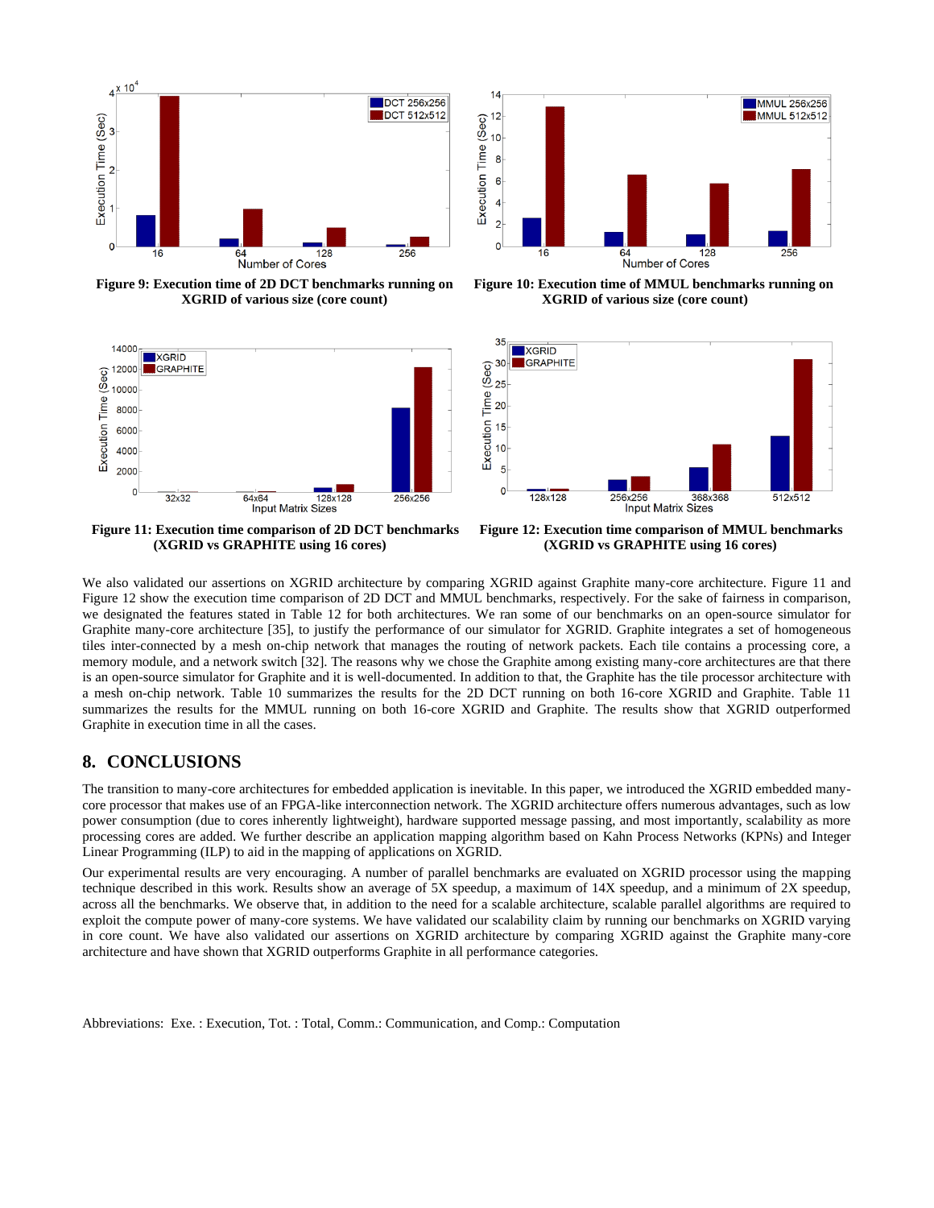**Figure 9: Execution time of 2D DCT benchmarks running on XGRID of various size (core count)**

**Figure 10: Execution time of MMUL benchmarks running on XGRID of various size (core count)**

**Figure 11: Execution time comparison of 2D DCT benchmarks (XGRID vs GRAPHITE using 16 cores)**

**Figure 12: Execution time comparison of MMUL benchmarks (XGRID vs GRAPHITE using 16 cores)**

We also validated our assertions on XGRID architecture by comparing XGRID against Graphite many-core architecture. Figure 11 and Figure 12 show the execution time comparison of 2D DCT and MMUL benchmarks, respectively. For the sake of fairness in comparison, we designated the features stated in Table 12 for both architectures. We ran some of our benchmarks on an open-source simulator for Graphite many-core architecture [35], to justify the performance of our simulator for XGRID. Graphite integrates a set of homogeneous tiles inter-connected by a mesh on-chip network that manages the routing of network packets. Each tile contains a processing core, a memory module, and a network switch [32]. The reasons why we chose the Graphite among existing many-core architectures are that there is an open-source simulator for Graphite and it is well-documented. In addition to that, the Graphite has the tile processor architecture with a mesh on-chip network. Table 10 summarizes the results for the 2D DCT running on both 16-core XGRID and Graphite. Table 11 summarizes the results for the MMUL running on both 16-core XGRID and Graphite. The results show that XGRID outperformed Graphite in execution time in all the cases.

## 8. CONCLUSIONS

The transition to many-core architectures for embedded application is inevitable. In this paper, we introduced the XGRID embedded many-core processor that makes use of an FPGA-like interconnection network. The XGRID architecture offers numerous advantages, such as low power consumption (due to cores inherently lightweight), hardware supported message passing, and most importantly, scalability as more processing cores are added. We further describe an application mapping algorithm based on Kahn Process Networks (KPNs) and Integer Linear Programming (ILP) to aid in the mapping of applications on XGRID.

Our experimental results are very encouraging. A number of parallel benchmarks are evaluated on XGRID processor using the mapping technique described in this work. Results show an average of 5X speedup, a maximum of 14X speedup, and a minimum of 2X speedup, across all the benchmarks. We observe that, in addition to the need for a scalable architecture, scalable parallel algorithms are required to exploit the compute power of many-core systems. We have validated our scalability claim by running our benchmarks on XGRID varying in core count. We have also validated our assertions on XGRID architecture by comparing XGRID against the Graphite many-core architecture and have shown that XGRID outperforms Graphite in all performance categories.

Abbreviations: Exe. : Execution, Tot. : Total, Comm.: Communication, and Comp.: Computation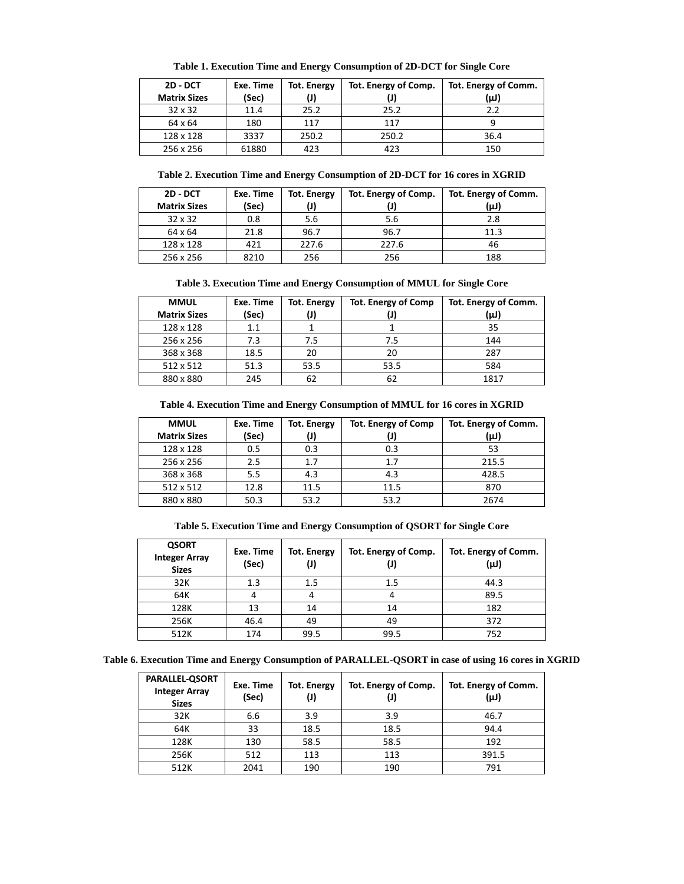**Table 1. Execution Time and Energy Consumption of 2D-DCT for Single Core**

| 2D - DCT Matrix Sizes | Exe. Time (Sec) | Tot. Energy (J) | Tot. Energy of Comp. (J) | Tot. Energy of Comm. (μJ) |
|---|---|---|---|---|
| 32 x 32 | 11.4 | 25.2 | 25.2 | 2.2 |
| 64 x 64 | 180 | 117 | 117 | 9 |
| 128 x 128 | 3337 | 250.2 | 250.2 | 36.4 |
| 256 x 256 | 61880 | 423 | 423 | 150 |

**Table 2. Execution Time and Energy Consumption of 2D-DCT for 16 cores in XGRID**

| 2D - DCT Matrix Sizes | Exe. Time (Sec) | Tot. Energy (J) | Tot. Energy of Comp. (J) | Tot. Energy of Comm. (μJ) |
|---|---|---|---|---|
| 32 x 32 | 0.8 | 5.6 | 5.6 | 2.8 |
| 64 x 64 | 21.8 | 96.7 | 96.7 | 11.3 |
| 128 x 128 | 421 | 227.6 | 227.6 | 46 |
| 256 x 256 | 8210 | 256 | 256 | 188 |

**Table 3. Execution Time and Energy Consumption of MMUL for Single Core**

| MMUL Matrix Sizes | Exe. Time (Sec) | Tot. Energy (J) | Tot. Energy of Comp (J) | Tot. Energy of Comm. (μJ) |
|---|---|---|---|---|
| 128 x 128 | 1.1 | 1 | 1 | 35 |
| 256 x 256 | 7.3 | 7.5 | 7.5 | 144 |
| 368 x 368 | 18.5 | 20 | 20 | 287 |
| 512 x 512 | 51.3 | 53.5 | 53.5 | 584 |
| 880 x 880 | 245 | 62 | 62 | 1817 |

**Table 4. Execution Time and Energy Consumption of MMUL for 16 cores in XGRID**

| MMUL Matrix Sizes | Exe. Time (Sec) | Tot. Energy (J) | Tot. Energy of Comp (J) | Tot. Energy of Comm. (μJ) |
|---|---|---|---|---|
| 128 x 128 | 0.5 | 0.3 | 0.3 | 53 |
| 256 x 256 | 2.5 | 1.7 | 1.7 | 215.5 |
| 368 x 368 | 5.5 | 4.3 | 4.3 | 428.5 |
| 512 x 512 | 12.8 | 11.5 | 11.5 | 870 |
| 880 x 880 | 50.3 | 53.2 | 53.2 | 2674 |

**Table 5. Execution Time and Energy Consumption of QSORT for Single Core**

| QSORT Integer Array Sizes | Exe. Time (Sec) | Tot. Energy (J) | Tot. Energy of Comp. (J) | Tot. Energy of Comm. (μJ) |
|---|---|---|---|---|
| 32K | 1.3 | 1.5 | 1.5 | 44.3 |
| 64K | 4 | 4 | 4 | 89.5 |
| 128K | 13 | 14 | 14 | 182 |
| 256K | 46.4 | 49 | 49 | 372 |
| 512K | 174 | 99.5 | 99.5 | 752 |

**Table 6. Execution Time and Energy Consumption of PARALLEL-QSORT in case of using 16 cores in XGRID**

| PARALLEL-QSORT Integer Array Sizes | Exe. Time (Sec) | Tot. Energy (J) | Tot. Energy of Comp. (J) | Tot. Energy of Comm. (μJ) |
|---|---|---|---|---|
| 32K | 6.6 | 3.9 | 3.9 | 46.7 |
| 64K | 33 | 18.5 | 18.5 | 94.4 |
| 128K | 130 | 58.5 | 58.5 | 192 |
| 256K | 512 | 113 | 113 | 391.5 |
| 512K | 2041 | 190 | 190 | 791 |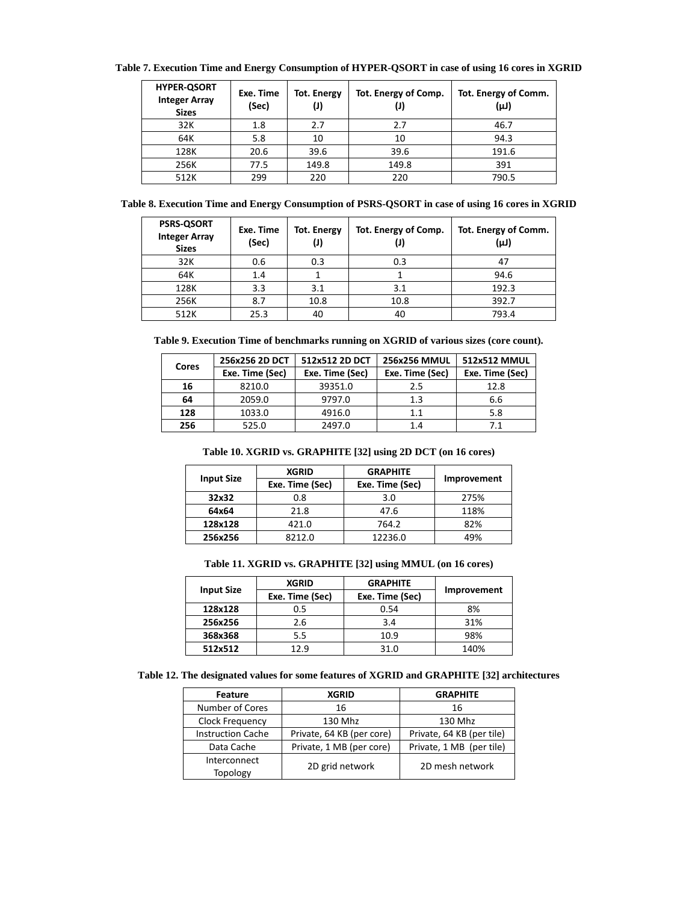**Table 7. Execution Time and Energy Consumption of HYPER-QSORT in case of using 16 cores in XGRID**

| HYPER-QSORT Integer Array Sizes | Exe. Time (Sec) | Tot. Energy (J) | Tot. Energy of Comp. (J) | Tot. Energy of Comm. (µJ) |
|---|---|---|---|---|
| 32K | 1.8 | 2.7 | 2.7 | 46.7 |
| 64K | 5.8 | 10 | 10 | 94.3 |
| 128K | 20.6 | 39.6 | 39.6 | 191.6 |
| 256K | 77.5 | 149.8 | 149.8 | 391 |
| 512K | 299 | 220 | 220 | 790.5 |

**Table 8. Execution Time and Energy Consumption of PSRS-QSORT in case of using 16 cores in XGRID**

| PSRS-QSORT Integer Array Sizes | Exe. Time (Sec) | Tot. Energy (J) | Tot. Energy of Comp. (J) | Tot. Energy of Comm. (µJ) |
|---|---|---|---|---|
| 32K | 0.6 | 0.3 | 0.3 | 47 |
| 64K | 1.4 | 1 | 1 | 94.6 |
| 128K | 3.3 | 3.1 | 3.1 | 192.3 |
| 256K | 8.7 | 10.8 | 10.8 | 392.7 |
| 512K | 25.3 | 40 | 40 | 793.4 |

**Table 9. Execution Time of benchmarks running on XGRID of various sizes (core count).**

| Cores | 256x256 2D DCT | 512x512 2D DCT | 256x256 MMUL | 512x512 MMUL |
|---|---|---|---|---|
| | Exe. Time (Sec) | Exe. Time (Sec) | Exe. Time (Sec) | Exe. Time (Sec) |
| **16** | 8210.0 | 39351.0 | 2.5 | 12.8 |
| **64** | 2059.0 | 9797.0 | 1.3 | 6.6 |
| **128** | 1033.0 | 4916.0 | 1.1 | 5.8 |
| **256** | 525.0 | 2497.0 | 1.4 | 7.1 |

**Table 10. XGRID vs. GRAPHITE [32] using 2D DCT (on 16 cores)**

| Input Size | XGRID | GRAPHITE | Improvement |
|---|---|---|---|
| | Exe. Time (Sec) | Exe. Time (Sec) | |
| **32x32** | 0.8 | 3.0 | 275% |
| **64x64** | 21.8 | 47.6 | 118% |
| **128x128** | 421.0 | 764.2 | 82% |
| **256x256** | 8212.0 | 12236.0 | 49% |

**Table 11. XGRID vs. GRAPHITE [32] using MMUL (on 16 cores)**

| Input Size | XGRID | GRAPHITE | Improvement |
|---|---|---|---|
| | Exe. Time (Sec) | Exe. Time (Sec) | |
| **128x128** | 0.5 | 0.54 | 8% |
| **256x256** | 2.6 | 3.4 | 31% |
| **368x368** | 5.5 | 10.9 | 98% |
| **512x512** | 12.9 | 31.0 | 140% |

**Table 12. The designated values for some features of XGRID and GRAPHITE [32] architectures**

| Feature | XGRID | GRAPHITE |
|---|---|---|
| Number of Cores | 16 | 16 |
| Clock Frequency | 130 Mhz | 130 Mhz |
| Instruction Cache | Private, 64 KB (per core) | Private, 64 KB (per tile) |
| Data Cache | Private, 1 MB (per core) | Private, 1 MB (per tile) |
| Interconnect Topology | 2D grid network | 2D mesh network |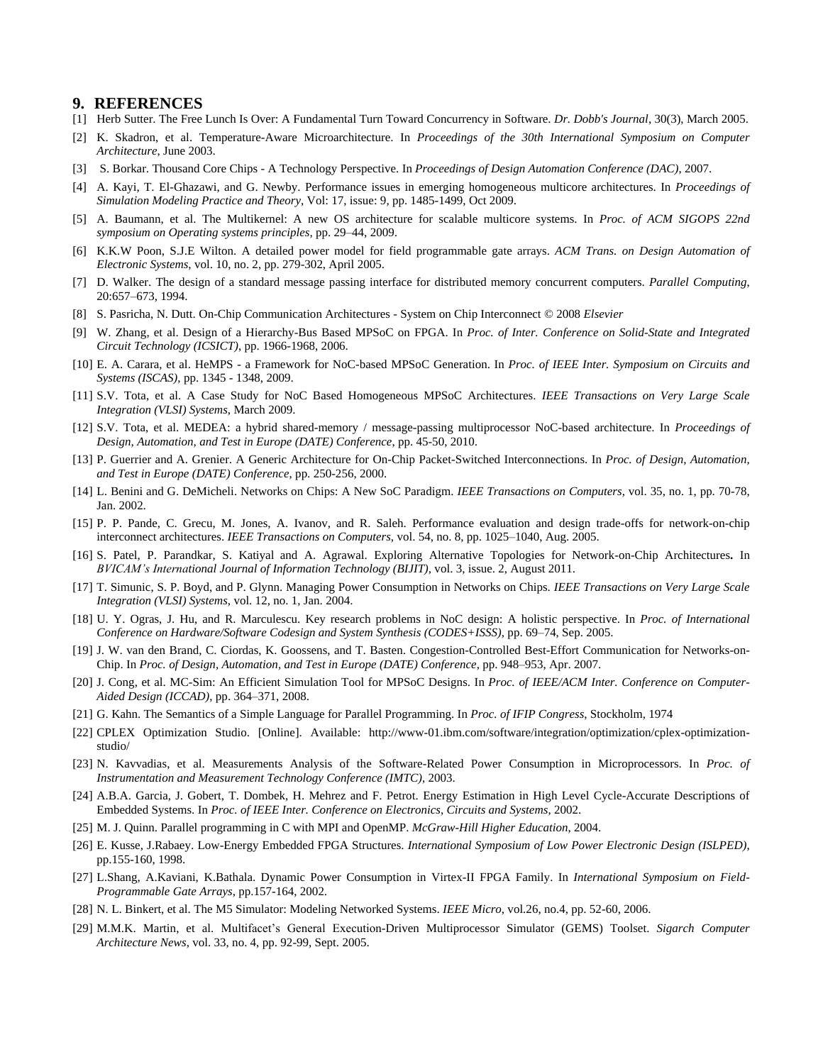## 9. REFERENCES

[1] Herb Sutter. The Free Lunch Is Over: A Fundamental Turn Toward Concurrency in Software. *Dr. Dobb's Journal*, 30(3), March 2005.

[2] K. Skadron, et al. Temperature-Aware Microarchitecture. In *Proceedings of the 30th International Symposium on Computer Architecture*, June 2003.

[3] S. Borkar. Thousand Core Chips - A Technology Perspective. In *Proceedings of Design Automation Conference (DAC)*, 2007.

[4] A. Kayi, T. El-Ghazawi, and G. Newby. Performance issues in emerging homogeneous multicore architectures. In *Proceedings of Simulation Modeling Practice and Theory*, Vol: 17, issue: 9, pp. 1485-1499, Oct 2009.

[5] A. Baumann, et al. The Multikernel: A new OS architecture for scalable multicore systems. In *Proc. of ACM SIGOPS 22nd symposium on Operating systems principles*, pp. 29–44, 2009.

[6] K.K.W Poon, S.J.E Wilton. A detailed power model for field programmable gate arrays. *ACM Trans. on Design Automation of Electronic Systems*, vol. 10, no. 2, pp. 279-302, April 2005.

[7] D. Walker. The design of a standard message passing interface for distributed memory concurrent computers. *Parallel Computing*, 20:657–673, 1994.

[8] S. Pasricha, N. Dutt. On-Chip Communication Architectures - System on Chip Interconnect © 2008 *Elsevier*

[9] W. Zhang, et al. Design of a Hierarchy-Bus Based MPSoC on FPGA. In *Proc. of Inter. Conference on Solid-State and Integrated Circuit Technology (ICSICT)*, pp. 1966-1968, 2006.

[10] E. A. Carara, et al. HeMPS - a Framework for NoC-based MPSoC Generation. In *Proc. of IEEE Inter. Symposium on Circuits and Systems (ISCAS)*, pp. 1345 - 1348, 2009.

[11] S.V. Tota, et al. A Case Study for NoC Based Homogeneous MPSoC Architectures. *IEEE Transactions on Very Large Scale Integration (VLSI) Systems*, March 2009.

[12] S.V. Tota, et al. MEDEA: a hybrid shared-memory / message-passing multiprocessor NoC-based architecture. In *Proceedings of Design, Automation, and Test in Europe (DATE) Conference*, pp. 45-50, 2010.

[13] P. Guerrier and A. Grenier. A Generic Architecture for On-Chip Packet-Switched Interconnections. In *Proc. of Design, Automation, and Test in Europe (DATE) Conference*, pp. 250-256, 2000.

[14] L. Benini and G. DeMicheli. Networks on Chips: A New SoC Paradigm. *IEEE Transactions on Computers*, vol. 35, no. 1, pp. 70-78, Jan. 2002.

[15] P. P. Pande, C. Grecu, M. Jones, A. Ivanov, and R. Saleh. Performance evaluation and design trade-offs for network-on-chip interconnect architectures. *IEEE Transactions on Computers*, vol. 54, no. 8, pp. 1025–1040, Aug. 2005.

[16] S. Patel, P. Parandkar, S. Katiyal and A. Agrawal. Exploring Alternative Topologies for Network-on-Chip Architectures**.** In *BVICAM's International Journal of Information Technology (BIJIT)*, vol. 3, issue. 2, August 2011.

[17] T. Simunic, S. P. Boyd, and P. Glynn. Managing Power Consumption in Networks on Chips. *IEEE Transactions on Very Large Scale Integration (VLSI) Systems*, vol. 12, no. 1, Jan. 2004.

[18] U. Y. Ogras, J. Hu, and R. Marculescu. Key research problems in NoC design: A holistic perspective. In *Proc. of International Conference on Hardware/Software Codesign and System Synthesis (CODES+ISSS)*, pp. 69–74, Sep. 2005.

[19] J. W. van den Brand, C. Ciordas, K. Goossens, and T. Basten. Congestion-Controlled Best-Effort Communication for Networks-on-Chip. In *Proc. of Design, Automation, and Test in Europe (DATE) Conference*, pp. 948–953, Apr. 2007.

[20] J. Cong, et al. MC-Sim: An Efficient Simulation Tool for MPSoC Designs. In *Proc. of IEEE/ACM Inter. Conference on Computer-Aided Design (ICCAD)*, pp. 364–371, 2008.

[21] G. Kahn. The Semantics of a Simple Language for Parallel Programming. In *Proc. of IFIP Congress*, Stockholm, 1974

[22] CPLEX Optimization Studio. [Online]. Available: http://www-01.ibm.com/software/integration/optimization/cplex-optimization-studio/

[23] N. Kavvadias, et al. Measurements Analysis of the Software-Related Power Consumption in Microprocessors. In *Proc. of Instrumentation and Measurement Technology Conference (IMTC)*, 2003.

[24] A.B.A. Garcia, J. Gobert, T. Dombek, H. Mehrez and F. Petrot. Energy Estimation in High Level Cycle-Accurate Descriptions of Embedded Systems. In *Proc. of IEEE Inter. Conference on Electronics, Circuits and Systems*, 2002.

[25] M. J. Quinn. Parallel programming in C with MPI and OpenMP. *McGraw-Hill Higher Education*, 2004.

[26] E. Kusse, J.Rabaey. Low-Energy Embedded FPGA Structures. *International Symposium of Low Power Electronic Design (ISLPED)*, pp.155-160, 1998.

[27] L.Shang, A.Kaviani, K.Bathala. Dynamic Power Consumption in Virtex-II FPGA Family. In *International Symposium on Field-Programmable Gate Arrays*, pp.157-164, 2002.

[28] N. L. Binkert, et al. The M5 Simulator: Modeling Networked Systems. *IEEE Micro*, vol.26, no.4, pp. 52-60, 2006.

[29] M.M.K. Martin, et al. Multifacet's General Execution-Driven Multiprocessor Simulator (GEMS) Toolset. *Sigarch Computer Architecture News*, vol. 33, no. 4, pp. 92-99, Sept. 2005.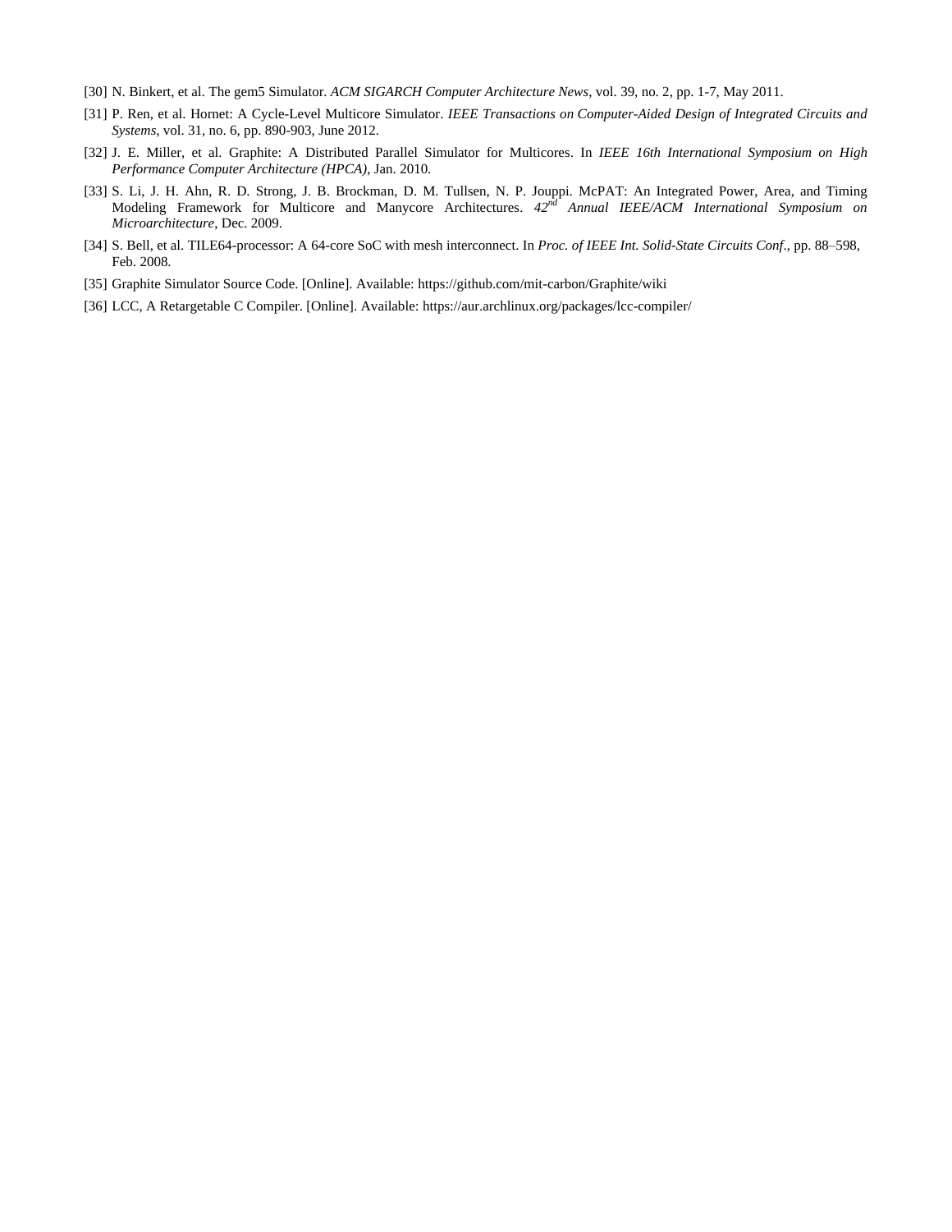[30] N. Binkert, et al. The gem5 Simulator. *ACM SIGARCH Computer Architecture News*, vol. 39, no. 2, pp. 1-7, May 2011.

[31] P. Ren, et al. Hornet: A Cycle-Level Multicore Simulator. *IEEE Transactions on Computer-Aided Design of Integrated Circuits and Systems*, vol. 31, no. 6, pp. 890-903, June 2012.

[32] J. E. Miller, et al. Graphite: A Distributed Parallel Simulator for Multicores. In *IEEE 16th International Symposium on High Performance Computer Architecture (HPCA)*, Jan. 2010.

[33] S. Li, J. H. Ahn, R. D. Strong, J. B. Brockman, D. M. Tullsen, N. P. Jouppi. McPAT: An Integrated Power, Area, and Timing Modeling Framework for Multicore and Manycore Architectures. *42nd Annual IEEE/ACM International Symposium on Microarchitecture*, Dec. 2009.

[34] S. Bell, et al. TILE64-processor: A 64-core SoC with mesh interconnect. In *Proc. of IEEE Int. Solid-State Circuits Conf.*, pp. 88–598, Feb. 2008.

[35] Graphite Simulator Source Code. [Online]. Available: https://github.com/mit-carbon/Graphite/wiki

[36] LCC, A Retargetable C Compiler. [Online]. Available: https://aur.archlinux.org/packages/lcc-compiler/